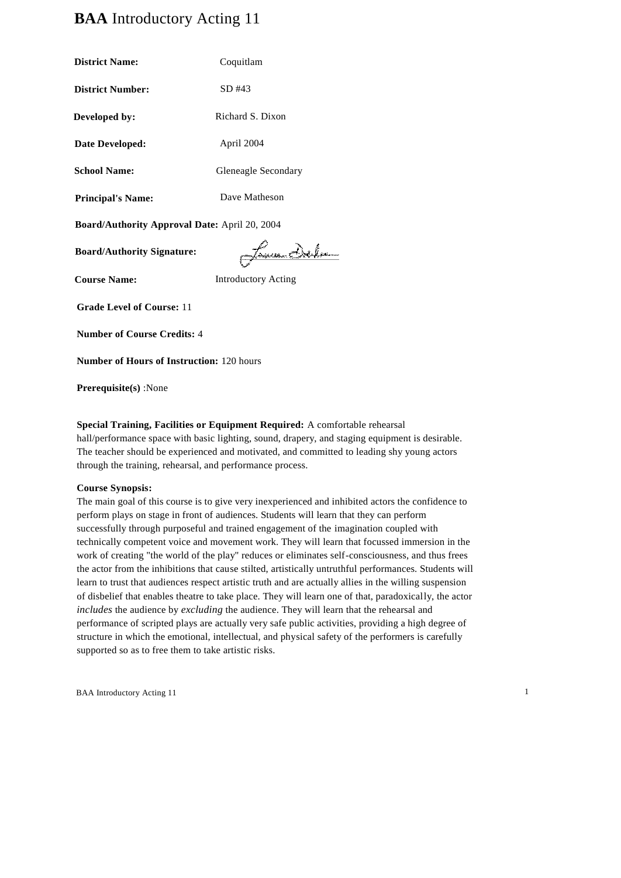# **BAA** Introductory Acting 11

**District Name:** Coquitlam

**District Number:** SD #43

**Developed by:** Richard S. Dixon

**Date Developed:** April 2004

**School Name:** Gleneagle Secondary

**Principal's Name:** Dave Matheson

**Board/Authority Approval Date:** April 20, 2004

**Board/Authority Signature:**

**Course Name:** Introductory Acting

**Grade Level of Course:** 11

**Number of Course Credits:** 4

**Number of Hours of Instruction:** 120 hours

**Prerequisite(s)** :None

**Special Training, Facilities or Equipment Required:** A comfortable rehearsal hall/performance space with basic lighting, sound, drapery, and staging equipment is desirable. The teacher should be experienced and motivated, and committed to leading shy young actors through the training, rehearsal, and performance process.

**Course Synopsis:**

The main goal of this course is to give very inexperienced and inhibited actors the confidence to perform plays on stage in front of audiences. Students will learn that they can perform successfully through purposeful and trained engagement of the imagination coupled with technically competent voice and movement work. They will learn that focussed immersion in the work of creating "the world of the play" reduces or eliminates self-consciousness, and thus frees the actor from the inhibitions that cause stilted, artistically untruthful performances. Students will learn to trust that audiences respect artistic truth and are actually allies in the willing suspension of disbelief that enables theatre to take place. They will learn one of that, paradoxically, the actor *includes* the audience by *excluding* the audience. They will learn that the rehearsal and performance of scripted plays are actually very safe public activities, providing a high degree of structure in which the emotional, intellectual, and physical safety of the performers is carefully supported so as to free them to take artistic risks.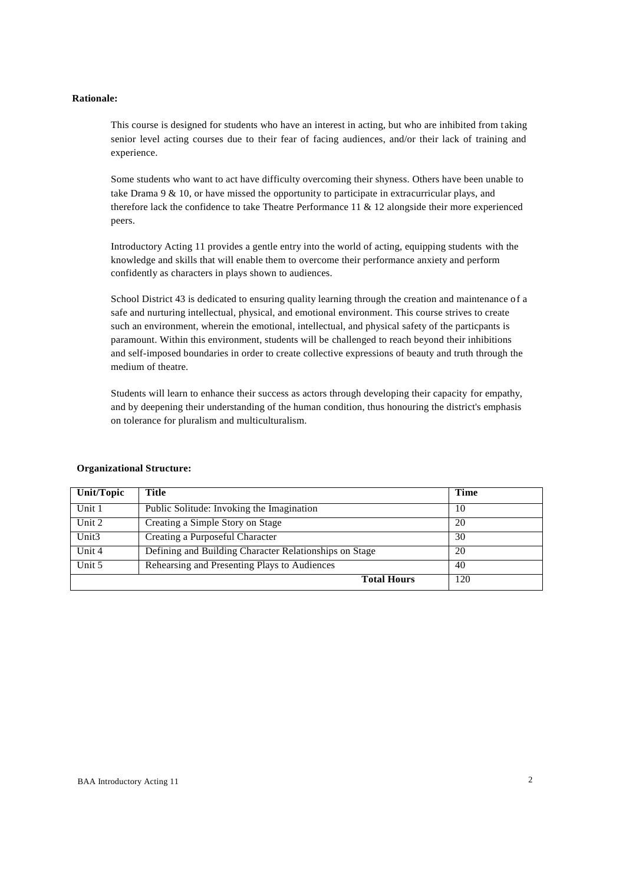**Rationale:**

This course is designed for students who have an interest in acting, but who are inhibited from taking senior level acting courses due to their fear of facing audiences, and/or their lack of training and experience.

Some students who want to act have difficulty overcoming their shyness. Others have been unable to take Drama 9 & 10, or have missed the opportunity to participate in extracurricular plays, and therefore lack the confidence to take Theatre Performance 11 & 12 alongside their more experienced peers.

Introductory Acting 11 provides a gentle entry into the world of acting, equipping students with the knowledge and skills that will enable them to overcome their performance anxiety and perform confidently as characters in plays shown to audiences.

School District 43 is dedicated to ensuring quality learning through the creation and maintenance of a safe and nurturing intellectual, physical, and emotional environment. This course strives to create such an environment, wherein the emotional, intellectual, and physical safety of the particpants is paramount. Within this environment, students will be challenged to reach beyond their inhibitions and self-imposed boundaries in order to create collective expressions of beauty and truth through the medium of theatre.

Students will learn to enhance their success as actors through developing their capacity for empathy, and by deepening their understanding of the human condition, thus honouring the district's emphasis on tolerance for pluralism and multiculturalism.

**Organizational Structure:**

| Unit/Topic | Title | Time |
| --- | --- | --- |
| Unit 1 | Public Solitude: Invoking the Imagination | 10 |
| Unit 2 | Creating a Simple Story on Stage | 20 |
| Unit3 | Creating a Purposeful Character | 30 |
| Unit 4 | Defining and Building Character Relationships on Stage | 20 |
| Unit 5 | Rehearsing and Presenting Plays to Audiences | 40 |
| | **Total Hours** | 120 |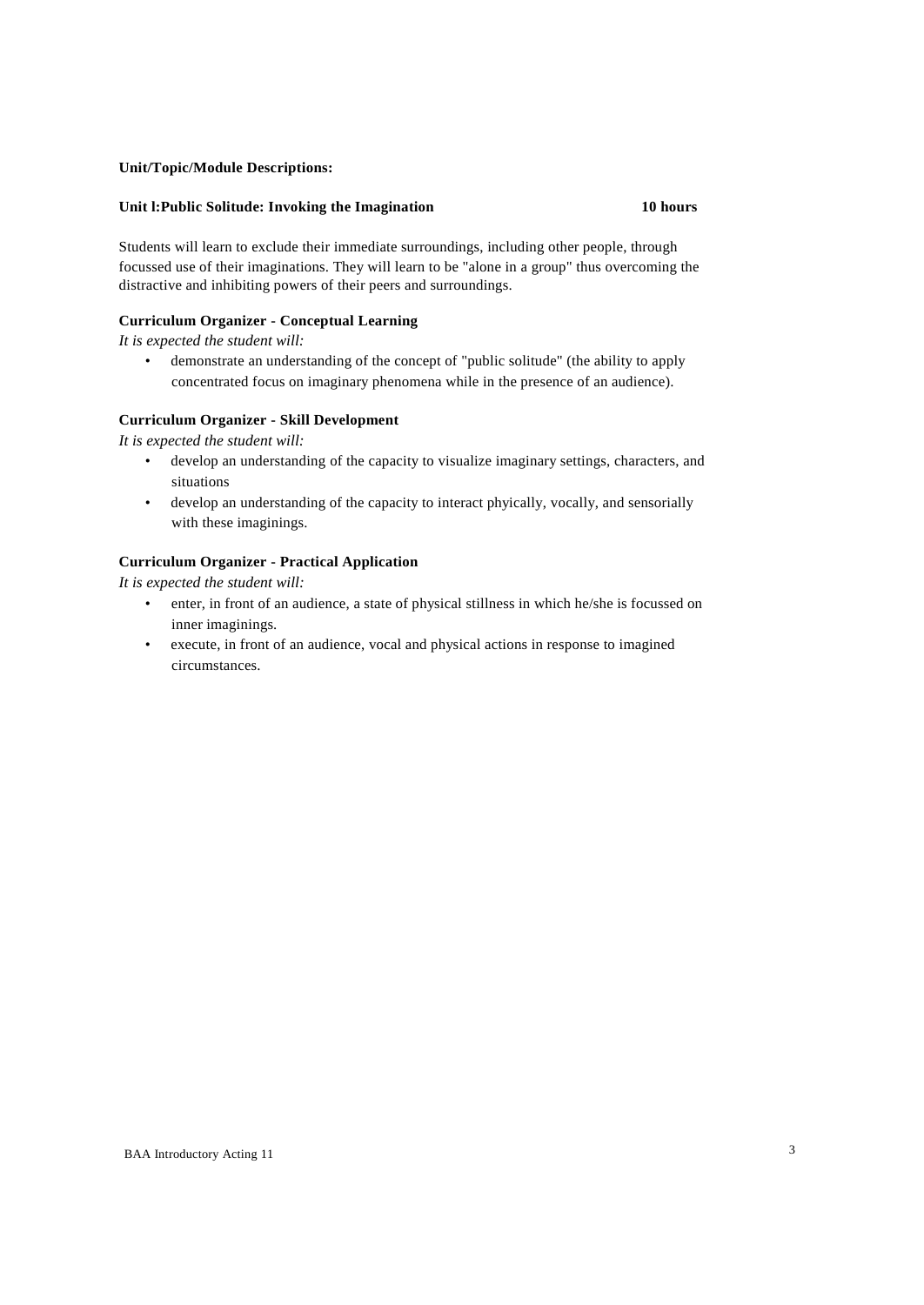**Unit/Topic/Module Descriptions:**

**Unit l:Public Solitude: Invoking the Imagination** **10 hours**

Students will learn to exclude their immediate surroundings, including other people, through focussed use of their imaginations. They will learn to be "alone in a group" thus overcoming the distractive and inhibiting powers of their peers and surroundings.

**Curriculum Organizer - Conceptual Learning**

*It is expected the student will:*

- demonstrate an understanding of the concept of "public solitude" (the ability to apply concentrated focus on imaginary phenomena while in the presence of an audience).

**Curriculum Organizer - Skill Development**

*It is expected the student will:*

- develop an understanding of the capacity to visualize imaginary settings, characters, and situations
- develop an understanding of the capacity to interact phyically, vocally, and sensorially with these imaginings.

**Curriculum Organizer - Practical Application**

*It is expected the student will:*

- enter, in front of an audience, a state of physical stillness in which he/she is focussed on inner imaginings.
- execute, in front of an audience, vocal and physical actions in response to imagined circumstances.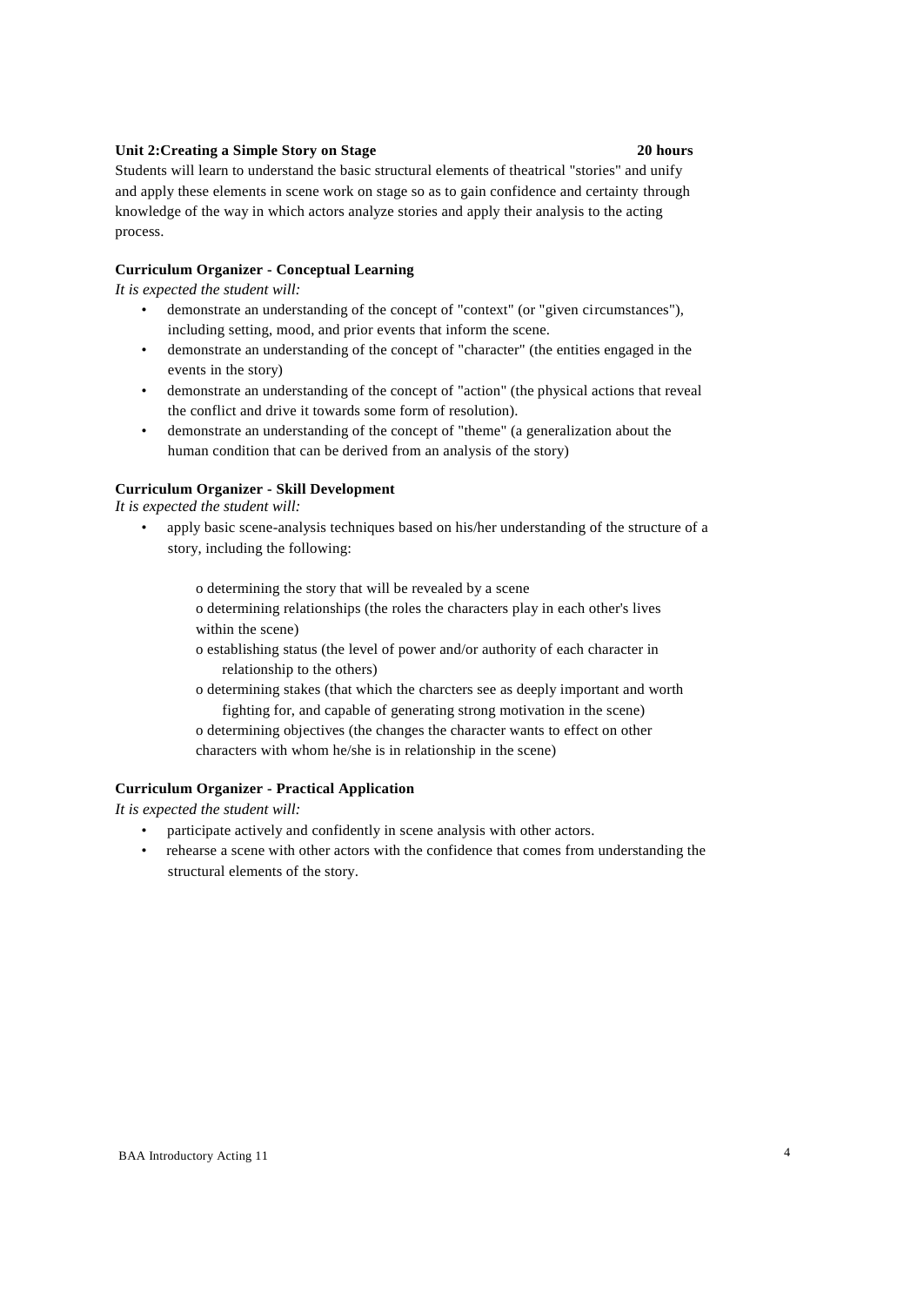**Unit 2:Creating a Simple Story on Stage 20 hours**

Students will learn to understand the basic structural elements of theatrical "stories" and unify and apply these elements in scene work on stage so as to gain confidence and certainty through knowledge of the way in which actors analyze stories and apply their analysis to the acting process.

**Curriculum Organizer - Conceptual Learning**

*It is expected the student will:*

- demonstrate an understanding of the concept of "context" (or "given circumstances"), including setting, mood, and prior events that inform the scene.
- demonstrate an understanding of the concept of "character" (the entities engaged in the events in the story)
- demonstrate an understanding of the concept of "action" (the physical actions that reveal the conflict and drive it towards some form of resolution).
- demonstrate an understanding of the concept of "theme" (a generalization about the human condition that can be derived from an analysis of the story)

**Curriculum Organizer - Skill Development**

*It is expected the student will:*

- apply basic scene-analysis techniques based on his/her understanding of the structure of a story, including the following:

  o determining the story that will be revealed by a scene
  o determining relationships (the roles the characters play in each other's lives within the scene)
  o establishing status (the level of power and/or authority of each character in relationship to the others)
  o determining stakes (that which the charcters see as deeply important and worth fighting for, and capable of generating strong motivation in the scene)
  o determining objectives (the changes the character wants to effect on other characters with whom he/she is in relationship in the scene)

**Curriculum Organizer - Practical Application**

*It is expected the student will:*

- participate actively and confidently in scene analysis with other actors.
- rehearse a scene with other actors with the confidence that comes from understanding the structural elements of the story.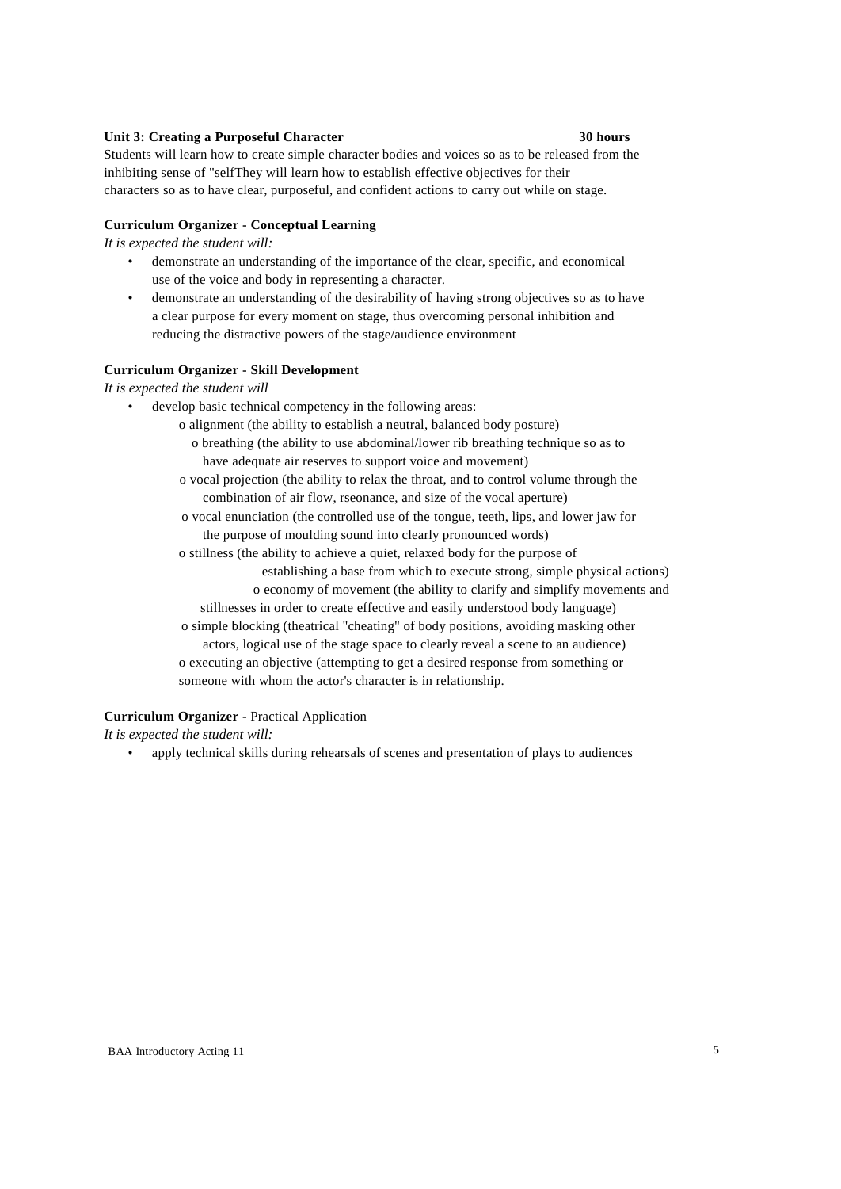**Unit 3: Creating a Purposeful Character** **30 hours**

Students will learn how to create simple character bodies and voices so as to be released from the inhibiting sense of "selfThey will learn how to establish effective objectives for their characters so as to have clear, purposeful, and confident actions to carry out while on stage.

**Curriculum Organizer - Conceptual Learning**

*It is expected the student will:*

- demonstrate an understanding of the importance of the clear, specific, and economical use of the voice and body in representing a character.
- demonstrate an understanding of the desirability of having strong objectives so as to have a clear purpose for every moment on stage, thus overcoming personal inhibition and reducing the distractive powers of the stage/audience environment

**Curriculum Organizer - Skill Development**

*It is expected the student will*

- develop basic technical competency in the following areas:
  - o alignment (the ability to establish a neutral, balanced body posture)
  - o breathing (the ability to use abdominal/lower rib breathing technique so as to have adequate air reserves to support voice and movement)
  - o vocal projection (the ability to relax the throat, and to control volume through the combination of air flow, rseonance, and size of the vocal aperture)
  - o vocal enunciation (the controlled use of the tongue, teeth, lips, and lower jaw for the purpose of moulding sound into clearly pronounced words)
  - o stillness (the ability to achieve a quiet, relaxed body for the purpose of establishing a base from which to execute strong, simple physical actions)
  - o economy of movement (the ability to clarify and simplify movements and stillnesses in order to create effective and easily understood body language)
  - o simple blocking (theatrical "cheating" of body positions, avoiding masking other actors, logical use of the stage space to clearly reveal a scene to an audience)
  - o executing an objective (attempting to get a desired response from something or someone with whom the actor's character is in relationship.

**Curriculum Organizer** - Practical Application

*It is expected the student will:*

- apply technical skills during rehearsals of scenes and presentation of plays to audiences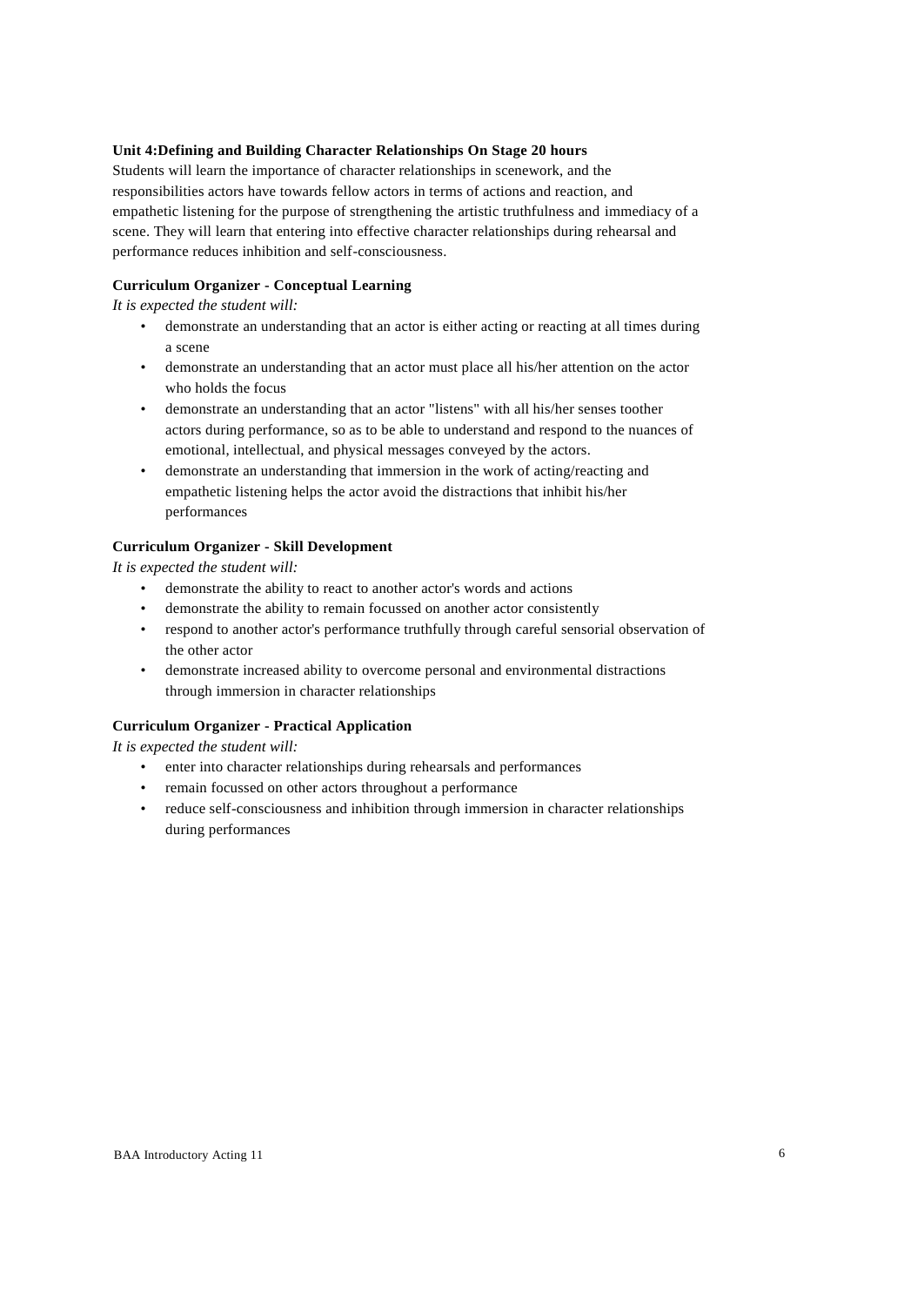**Unit 4:Defining and Building Character Relationships On Stage 20 hours**

Students will learn the importance of character relationships in scenework, and the responsibilities actors have towards fellow actors in terms of actions and reaction, and empathetic listening for the purpose of strengthening the artistic truthfulness and immediacy of a scene. They will learn that entering into effective character relationships during rehearsal and performance reduces inhibition and self-consciousness.

**Curriculum Organizer - Conceptual Learning**

*It is expected the student will:*

- demonstrate an understanding that an actor is either acting or reacting at all times during a scene
- demonstrate an understanding that an actor must place all his/her attention on the actor who holds the focus
- demonstrate an understanding that an actor "listens" with all his/her senses toother actors during performance, so as to be able to understand and respond to the nuances of emotional, intellectual, and physical messages conveyed by the actors.
- demonstrate an understanding that immersion in the work of acting/reacting and empathetic listening helps the actor avoid the distractions that inhibit his/her performances

**Curriculum Organizer - Skill Development**

*It is expected the student will:*

- demonstrate the ability to react to another actor's words and actions
- demonstrate the ability to remain focussed on another actor consistently
- respond to another actor's performance truthfully through careful sensorial observation of the other actor
- demonstrate increased ability to overcome personal and environmental distractions through immersion in character relationships

**Curriculum Organizer - Practical Application**

*It is expected the student will:*

- enter into character relationships during rehearsals and performances
- remain focussed on other actors throughout a performance
- reduce self-consciousness and inhibition through immersion in character relationships during performances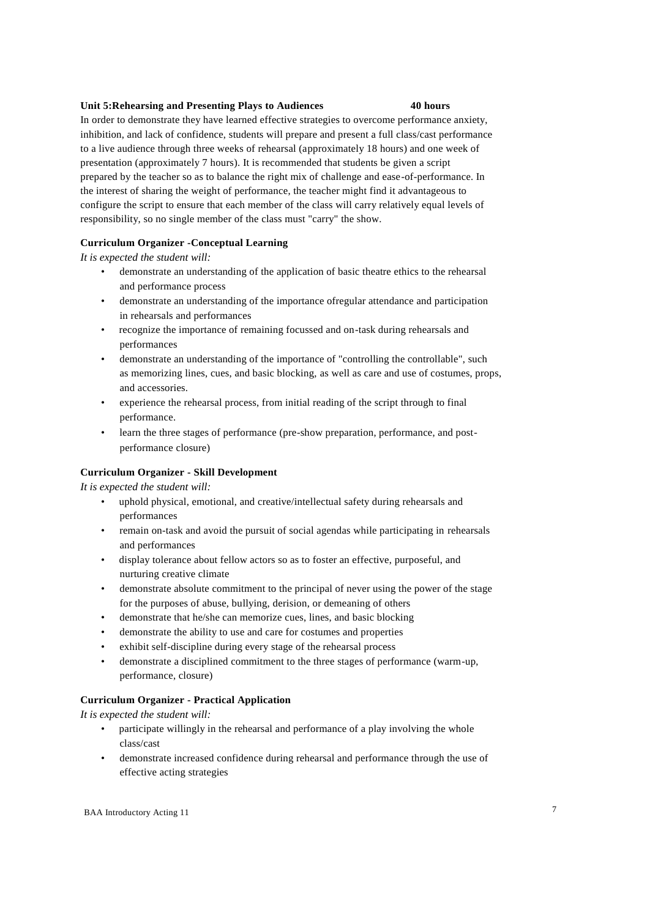**Unit 5:Rehearsing and Presenting Plays to Audiences 40 hours**

In order to demonstrate they have learned effective strategies to overcome performance anxiety, inhibition, and lack of confidence, students will prepare and present a full class/cast performance to a live audience through three weeks of rehearsal (approximately 18 hours) and one week of presentation (approximately 7 hours). It is recommended that students be given a script prepared by the teacher so as to balance the right mix of challenge and ease-of-performance. In the interest of sharing the weight of performance, the teacher might find it advantageous to configure the script to ensure that each member of the class will carry relatively equal levels of responsibility, so no single member of the class must "carry" the show.

**Curriculum Organizer -Conceptual Learning**

*It is expected the student will:*

- demonstrate an understanding of the application of basic theatre ethics to the rehearsal and performance process
- demonstrate an understanding of the importance ofregular attendance and participation in rehearsals and performances
- recognize the importance of remaining focussed and on-task during rehearsals and performances
- demonstrate an understanding of the importance of "controlling the controllable", such as memorizing lines, cues, and basic blocking, as well as care and use of costumes, props, and accessories.
- experience the rehearsal process, from initial reading of the script through to final performance.
- learn the three stages of performance (pre-show preparation, performance, and post-performance closure)

**Curriculum Organizer - Skill Development**

*It is expected the student will:*

- uphold physical, emotional, and creative/intellectual safety during rehearsals and performances
- remain on-task and avoid the pursuit of social agendas while participating in rehearsals and performances
- display tolerance about fellow actors so as to foster an effective, purposeful, and nurturing creative climate
- demonstrate absolute commitment to the principal of never using the power of the stage for the purposes of abuse, bullying, derision, or demeaning of others
- demonstrate that he/she can memorize cues, lines, and basic blocking
- demonstrate the ability to use and care for costumes and properties
- exhibit self-discipline during every stage of the rehearsal process
- demonstrate a disciplined commitment to the three stages of performance (warm-up, performance, closure)

**Curriculum Organizer - Practical Application**

*It is expected the student will:*

- participate willingly in the rehearsal and performance of a play involving the whole class/cast
- demonstrate increased confidence during rehearsal and performance through the use of effective acting strategies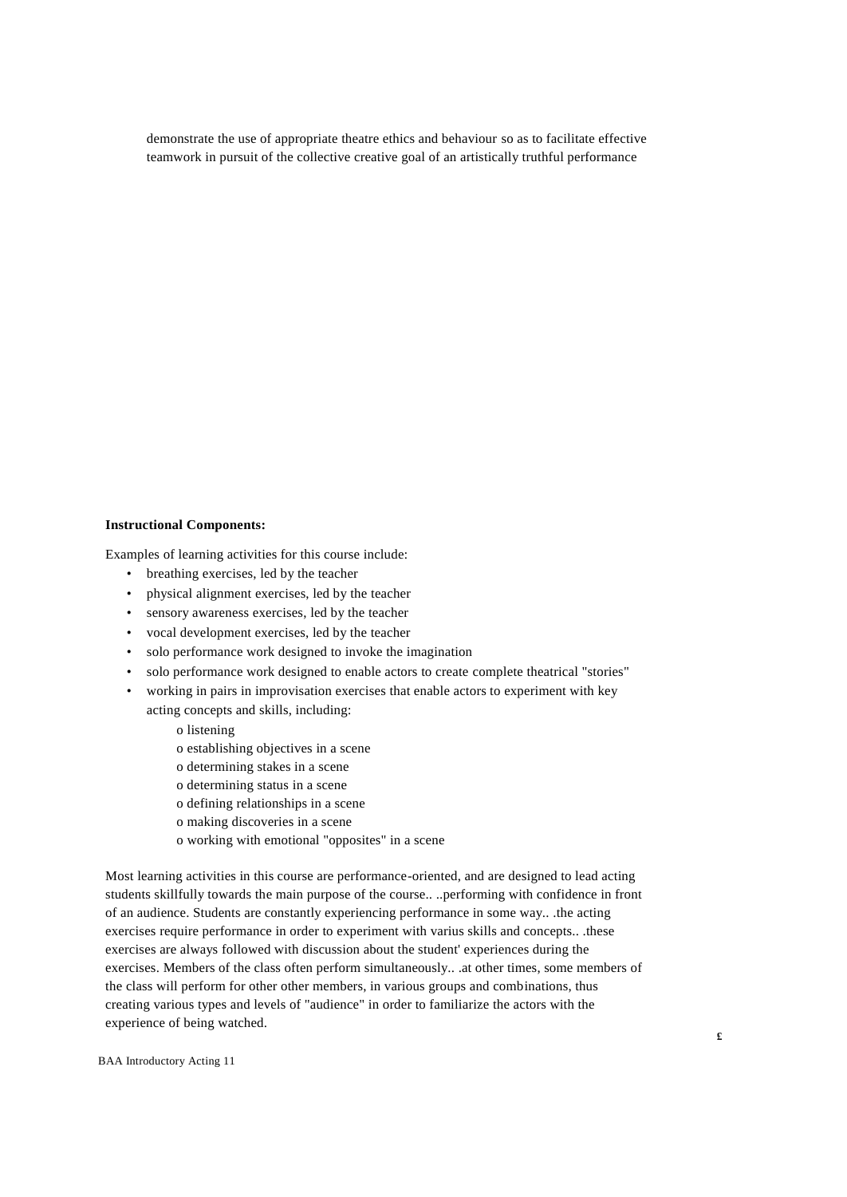demonstrate the use of appropriate theatre ethics and behaviour so as to facilitate effective teamwork in pursuit of the collective creative goal of an artistically truthful performance

**Instructional Components:**

Examples of learning activities for this course include:

- breathing exercises, led by the teacher
- physical alignment exercises, led by the teacher
- sensory awareness exercises, led by the teacher
- vocal development exercises, led by the teacher
- solo performance work designed to invoke the imagination
- solo performance work designed to enable actors to create complete theatrical "stories"
- working in pairs in improvisation exercises that enable actors to experiment with key acting concepts and skills, including:
    - o listening
    - o establishing objectives in a scene
    - o determining stakes in a scene
    - o determining status in a scene
    - o defining relationships in a scene
    - o making discoveries in a scene
    - o working with emotional "opposites" in a scene

Most learning activities in this course are performance-oriented, and are designed to lead acting students skillfully towards the main purpose of the course.. ..performing with confidence in front of an audience. Students are constantly experiencing performance in some way.. .the acting exercises require performance in order to experiment with varius skills and concepts.. .these exercises are always followed with discussion about the student' experiences during the exercises. Members of the class often perform simultaneously.. .at other times, some members of the class will perform for other other members, in various groups and combinations, thus creating various types and levels of "audience" in order to familiarize the actors with the experience of being watched.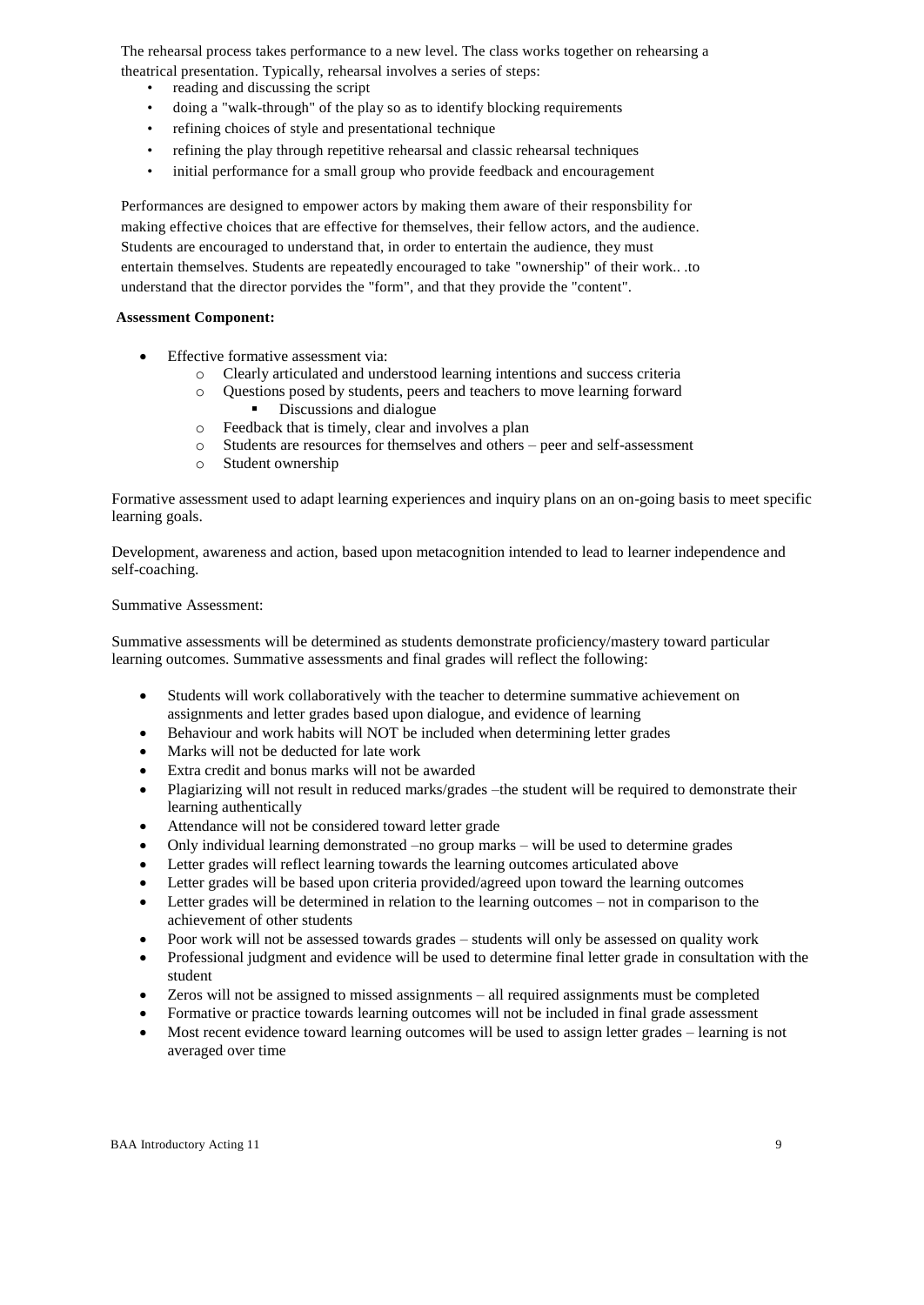The rehearsal process takes performance to a new level. The class works together on rehearsing a theatrical presentation. Typically, rehearsal involves a series of steps:

- reading and discussing the script
- doing a "walk-through" of the play so as to identify blocking requirements
- refining choices of style and presentational technique
- refining the play through repetitive rehearsal and classic rehearsal techniques
- initial performance for a small group who provide feedback and encouragement

Performances are designed to empower actors by making them aware of their responsbility for making effective choices that are effective for themselves, their fellow actors, and the audience. Students are encouraged to understand that, in order to entertain the audience, they must entertain themselves. Students are repeatedly encouraged to take "ownership" of their work.. .to understand that the director porvides the "form", and that they provide the "content".

**Assessment Component:**

- Effective formative assessment via:
  - Clearly articulated and understood learning intentions and success criteria
  - Questions posed by students, peers and teachers to move learning forward
    - Discussions and dialogue
  - Feedback that is timely, clear and involves a plan
  - Students are resources for themselves and others – peer and self-assessment
  - Student ownership

Formative assessment used to adapt learning experiences and inquiry plans on an on-going basis to meet specific learning goals.

Development, awareness and action, based upon metacognition intended to lead to learner independence and self-coaching.

Summative Assessment:

Summative assessments will be determined as students demonstrate proficiency/mastery toward particular learning outcomes. Summative assessments and final grades will reflect the following:

- Students will work collaboratively with the teacher to determine summative achievement on assignments and letter grades based upon dialogue, and evidence of learning
- Behaviour and work habits will NOT be included when determining letter grades
- Marks will not be deducted for late work
- Extra credit and bonus marks will not be awarded
- Plagiarizing will not result in reduced marks/grades –the student will be required to demonstrate their learning authentically
- Attendance will not be considered toward letter grade
- Only individual learning demonstrated –no group marks – will be used to determine grades
- Letter grades will reflect learning towards the learning outcomes articulated above
- Letter grades will be based upon criteria provided/agreed upon toward the learning outcomes
- Letter grades will be determined in relation to the learning outcomes – not in comparison to the achievement of other students
- Poor work will not be assessed towards grades – students will only be assessed on quality work
- Professional judgment and evidence will be used to determine final letter grade in consultation with the student
- Zeros will not be assigned to missed assignments – all required assignments must be completed
- Formative or practice towards learning outcomes will not be included in final grade assessment
- Most recent evidence toward learning outcomes will be used to assign letter grades – learning is not averaged over time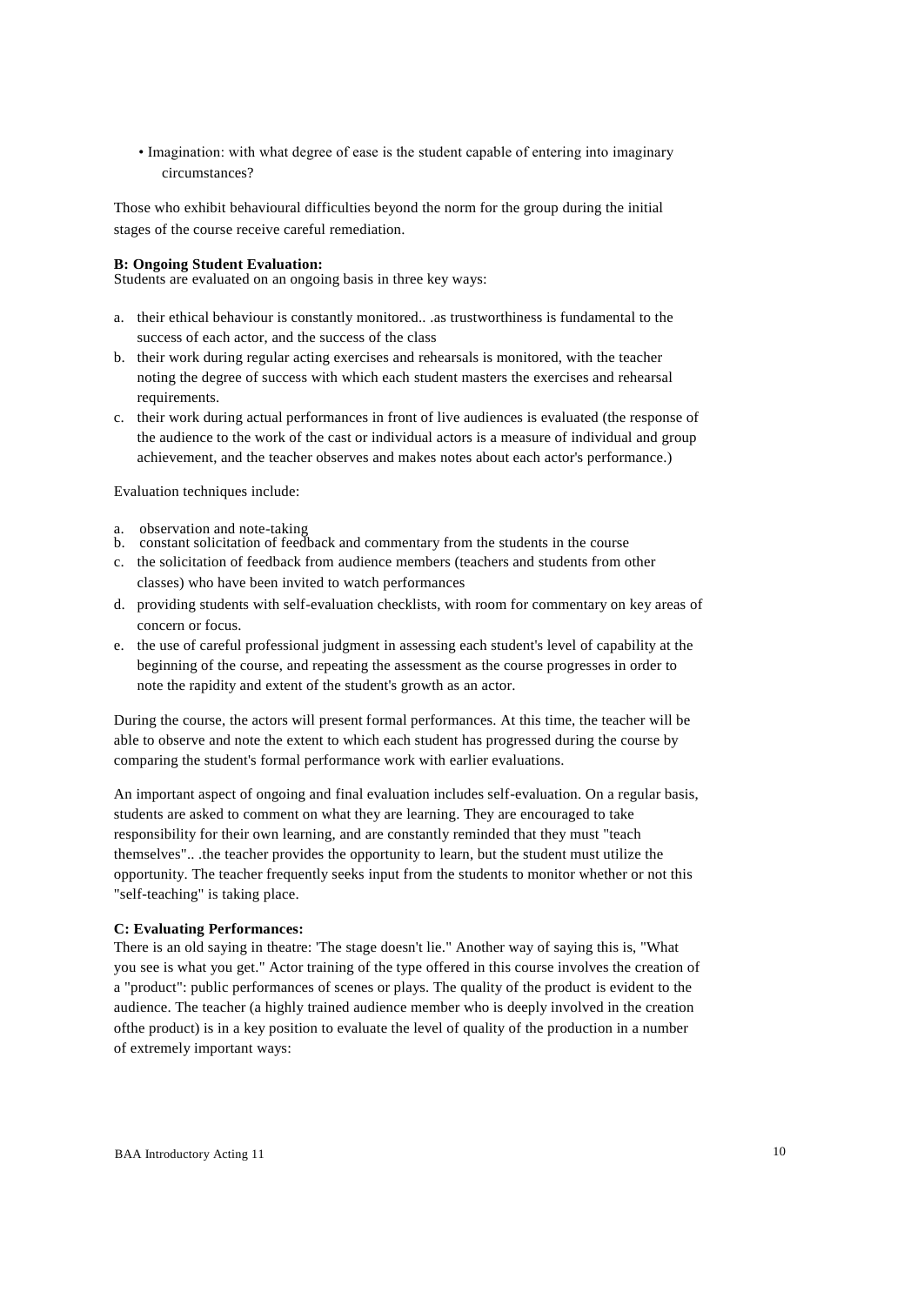- Imagination: with what degree of ease is the student capable of entering into imaginary circumstances?

Those who exhibit behavioural difficulties beyond the norm for the group during the initial stages of the course receive careful remediation.

**B: Ongoing Student Evaluation:**
Students are evaluated on an ongoing basis in three key ways:

a. their ethical behaviour is constantly monitored.. .as trustworthiness is fundamental to the success of each actor, and the success of the class
b. their work during regular acting exercises and rehearsals is monitored, with the teacher noting the degree of success with which each student masters the exercises and rehearsal requirements.
c. their work during actual performances in front of live audiences is evaluated (the response of the audience to the work of the cast or individual actors is a measure of individual and group achievement, and the teacher observes and makes notes about each actor's performance.)

Evaluation techniques include:

a. observation and note-taking
b. constant solicitation of feedback and commentary from the students in the course
c. the solicitation of feedback from audience members (teachers and students from other classes) who have been invited to watch performances
d. providing students with self-evaluation checklists, with room for commentary on key areas of concern or focus.
e. the use of careful professional judgment in assessing each student's level of capability at the beginning of the course, and repeating the assessment as the course progresses in order to note the rapidity and extent of the student's growth as an actor.

During the course, the actors will present formal performances. At this time, the teacher will be able to observe and note the extent to which each student has progressed during the course by comparing the student's formal performance work with earlier evaluations.

An important aspect of ongoing and final evaluation includes self-evaluation. On a regular basis, students are asked to comment on what they are learning. They are encouraged to take responsibility for their own learning, and are constantly reminded that they must "teach themselves".. .the teacher provides the opportunity to learn, but the student must utilize the opportunity. The teacher frequently seeks input from the students to monitor whether or not this "self-teaching" is taking place.

**C: Evaluating Performances:**
There is an old saying in theatre: 'The stage doesn't lie." Another way of saying this is, "What you see is what you get." Actor training of the type offered in this course involves the creation of a "product": public performances of scenes or plays. The quality of the product is evident to the audience. The teacher (a highly trained audience member who is deeply involved in the creation ofthe product) is in a key position to evaluate the level of quality of the production in a number of extremely important ways: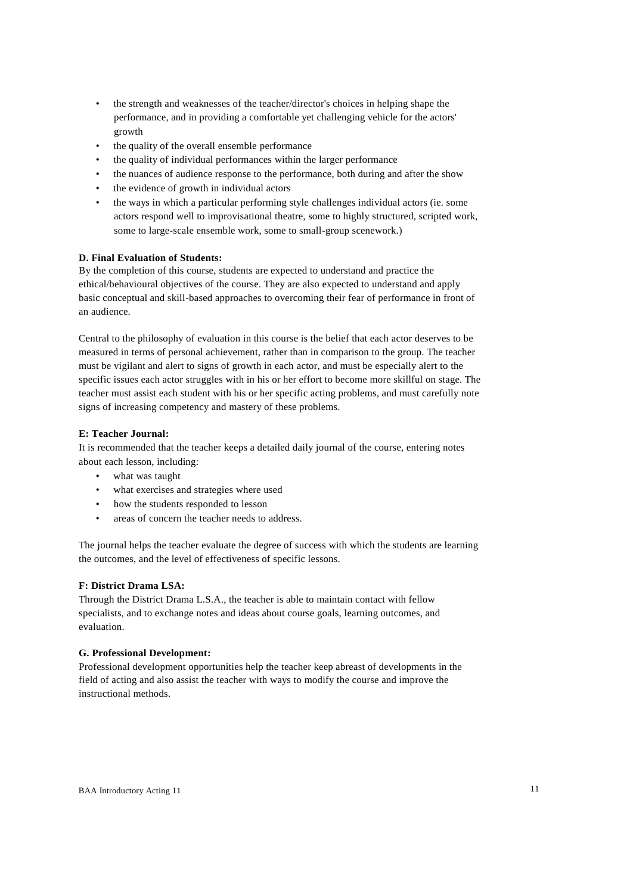- the strength and weaknesses of the teacher/director's choices in helping shape the performance, and in providing a comfortable yet challenging vehicle for the actors' growth
- the quality of the overall ensemble performance
- the quality of individual performances within the larger performance
- the nuances of audience response to the performance, both during and after the show
- the evidence of growth in individual actors
- the ways in which a particular performing style challenges individual actors (ie. some actors respond well to improvisational theatre, some to highly structured, scripted work, some to large-scale ensemble work, some to small-group scenework.)

**D. Final Evaluation of Students:**

By the completion of this course, students are expected to understand and practice the ethical/behavioural objectives of the course. They are also expected to understand and apply basic conceptual and skill-based approaches to overcoming their fear of performance in front of an audience.

Central to the philosophy of evaluation in this course is the belief that each actor deserves to be measured in terms of personal achievement, rather than in comparison to the group. The teacher must be vigilant and alert to signs of growth in each actor, and must be especially alert to the specific issues each actor struggles with in his or her effort to become more skillful on stage. The teacher must assist each student with his or her specific acting problems, and must carefully note signs of increasing competency and mastery of these problems.

**E: Teacher Journal:**

It is recommended that the teacher keeps a detailed daily journal of the course, entering notes about each lesson, including:

- what was taught
- what exercises and strategies where used
- how the students responded to lesson
- areas of concern the teacher needs to address.

The journal helps the teacher evaluate the degree of success with which the students are learning the outcomes, and the level of effectiveness of specific lessons.

**F: District Drama LSA:**

Through the District Drama L.S.A., the teacher is able to maintain contact with fellow specialists, and to exchange notes and ideas about course goals, learning outcomes, and evaluation.

**G. Professional Development:**

Professional development opportunities help the teacher keep abreast of developments in the field of acting and also assist the teacher with ways to modify the course and improve the instructional methods.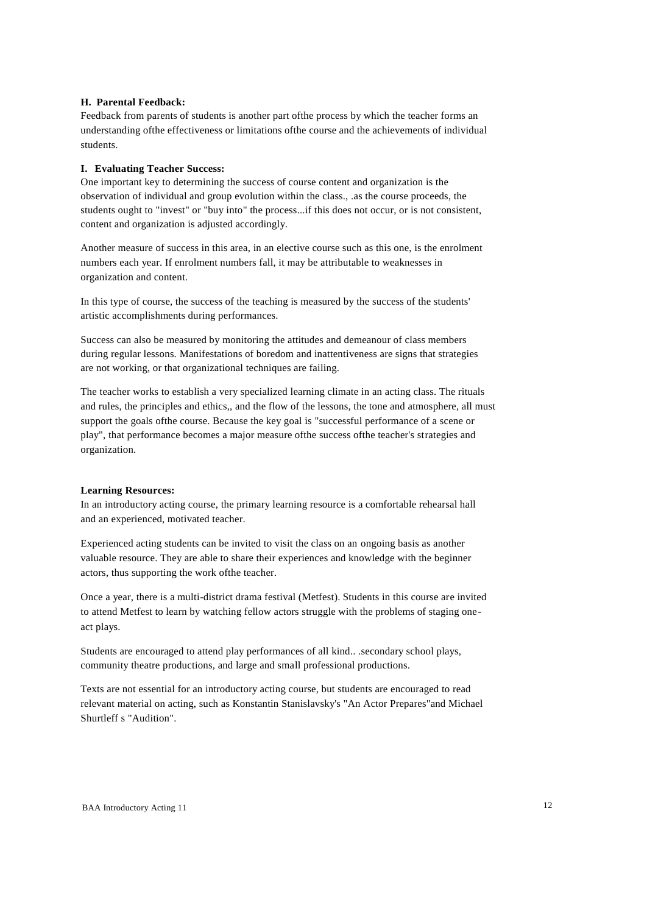**H. Parental Feedback:**

Feedback from parents of students is another part ofthe process by which the teacher forms an understanding ofthe effectiveness or limitations ofthe course and the achievements of individual students.

**I. Evaluating Teacher Success:**

One important key to determining the success of course content and organization is the observation of individual and group evolution within the class., .as the course proceeds, the students ought to "invest" or "buy into" the process...if this does not occur, or is not consistent, content and organization is adjusted accordingly.

Another measure of success in this area, in an elective course such as this one, is the enrolment numbers each year. If enrolment numbers fall, it may be attributable to weaknesses in organization and content.

In this type of course, the success of the teaching is measured by the success of the students' artistic accomplishments during performances.

Success can also be measured by monitoring the attitudes and demeanour of class members during regular lessons. Manifestations of boredom and inattentiveness are signs that strategies are not working, or that organizational techniques are failing.

The teacher works to establish a very specialized learning climate in an acting class. The rituals and rules, the principles and ethics,, and the flow of the lessons, the tone and atmosphere, all must support the goals ofthe course. Because the key goal is "successful performance of a scene or play", that performance becomes a major measure ofthe success ofthe teacher's strategies and organization.

**Learning Resources:**

In an introductory acting course, the primary learning resource is a comfortable rehearsal hall and an experienced, motivated teacher.

Experienced acting students can be invited to visit the class on an ongoing basis as another valuable resource. They are able to share their experiences and knowledge with the beginner actors, thus supporting the work ofthe teacher.

Once a year, there is a multi-district drama festival (Metfest). Students in this course are invited to attend Metfest to learn by watching fellow actors struggle with the problems of staging one-act plays.

Students are encouraged to attend play performances of all kind.. .secondary school plays, community theatre productions, and large and small professional productions.

Texts are not essential for an introductory acting course, but students are encouraged to read relevant material on acting, such as Konstantin Stanislavsky's "An Actor Prepares"and Michael Shurtleff s "Audition".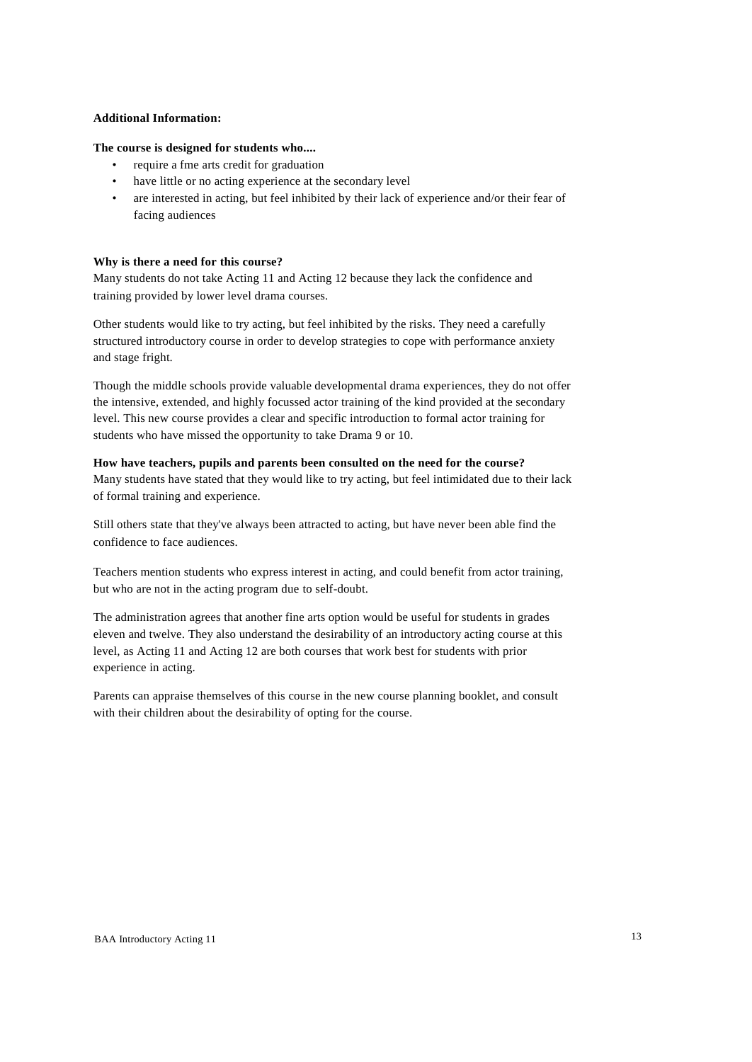**Additional Information:**

**The course is designed for students who....**

- require a fme arts credit for graduation
- have little or no acting experience at the secondary level
- are interested in acting, but feel inhibited by their lack of experience and/or their fear of facing audiences

**Why is there a need for this course?**

Many students do not take Acting 11 and Acting 12 because they lack the confidence and training provided by lower level drama courses.

Other students would like to try acting, but feel inhibited by the risks. They need a carefully structured introductory course in order to develop strategies to cope with performance anxiety and stage fright.

Though the middle schools provide valuable developmental drama experiences, they do not offer the intensive, extended, and highly focussed actor training of the kind provided at the secondary level. This new course provides a clear and specific introduction to formal actor training for students who have missed the opportunity to take Drama 9 or 10.

**How have teachers, pupils and parents been consulted on the need for the course?**

Many students have stated that they would like to try acting, but feel intimidated due to their lack of formal training and experience.

Still others state that they've always been attracted to acting, but have never been able find the confidence to face audiences.

Teachers mention students who express interest in acting, and could benefit from actor training, but who are not in the acting program due to self-doubt.

The administration agrees that another fine arts option would be useful for students in grades eleven and twelve. They also understand the desirability of an introductory acting course at this level, as Acting 11 and Acting 12 are both courses that work best for students with prior experience in acting.

Parents can appraise themselves of this course in the new course planning booklet, and consult with their children about the desirability of opting for the course.